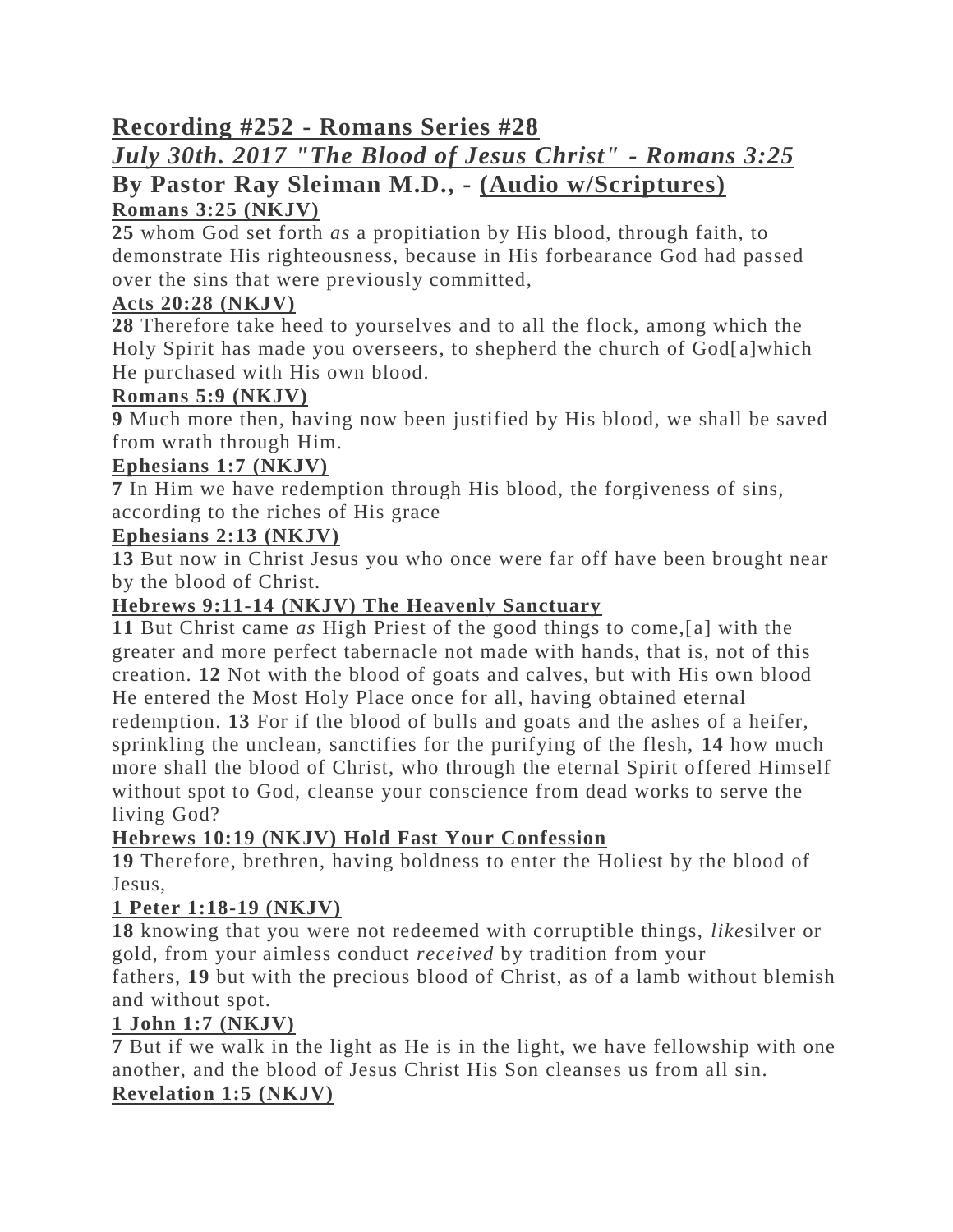## **Recording #252 - Romans Series #28**

### ***July 30th. 2017 "The Blood of Jesus Christ" - Romans 3:25***

### **By Pastor Ray Sleiman M.D., - Audio w/Scriptures)**

**Romans 3:25 (NKJV)**

**25** whom God set forth *as* a propitiation by His blood, through faith, to demonstrate His righteousness, because in His forbearance God had passed over the sins that were previously committed,

**Acts 20:28 (NKJV)**

**28** Therefore take heed to yourselves and to all the flock, among which the Holy Spirit has made you overseers, to shepherd the church of God[a]which He purchased with His own blood.

**Romans 5:9 (NKJV)**

**9** Much more then, having now been justified by His blood, we shall be saved from wrath through Him.

**Ephesians 1:7 (NKJV)**

**7** In Him we have redemption through His blood, the forgiveness of sins, according to the riches of His grace

**Ephesians 2:13 (NKJV)**

**13** But now in Christ Jesus you who once were far off have been brought near by the blood of Christ.

**Hebrews 9:11-14 (NKJV) The Heavenly Sanctuary**

**11** But Christ came *as* High Priest of the good things to come,[a] with the greater and more perfect tabernacle not made with hands, that is, not of this creation. **12** Not with the blood of goats and calves, but with His own blood He entered the Most Holy Place once for all, having obtained eternal redemption. **13** For if the blood of bulls and goats and the ashes of a heifer, sprinkling the unclean, sanctifies for the purifying of the flesh, **14** how much more shall the blood of Christ, who through the eternal Spirit offered Himself without spot to God, cleanse your conscience from dead works to serve the living God?

**Hebrews 10:19 (NKJV) Hold Fast Your Confession**

**19** Therefore, brethren, having boldness to enter the Holiest by the blood of Jesus,

**1 Peter 1:18-19 (NKJV)**

**18** knowing that you were not redeemed with corruptible things, *like*silver or gold, from your aimless conduct *received* by tradition from your fathers, **19** but with the precious blood of Christ, as of a lamb without blemish and without spot.

**1 John 1:7 (NKJV)**

**7** But if we walk in the light as He is in the light, we have fellowship with one another, and the blood of Jesus Christ His Son cleanses us from all sin.

**Revelation 1:5 (NKJV)**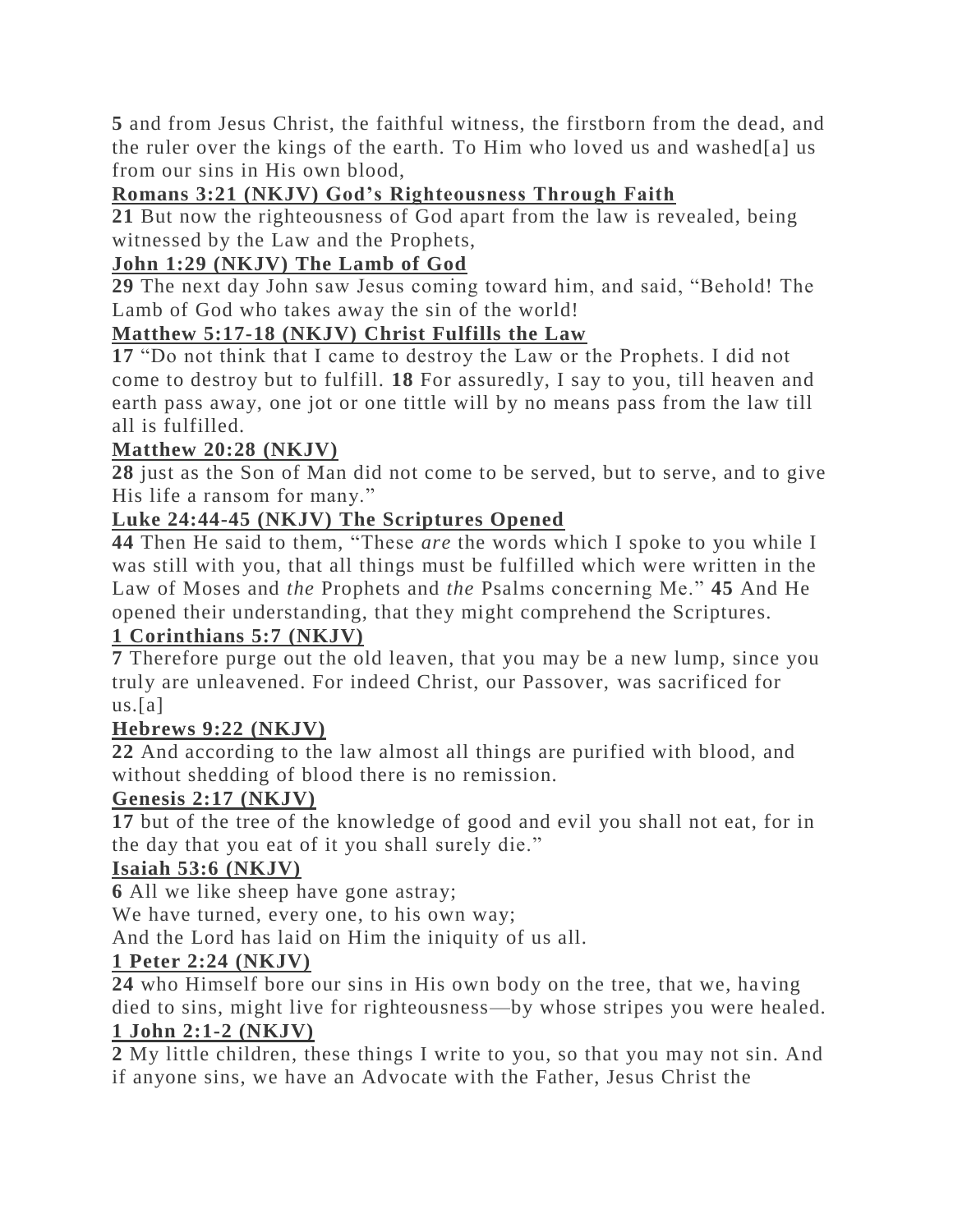**5** and from Jesus Christ, the faithful witness, the firstborn from the dead, and the ruler over the kings of the earth. To Him who loved us and washed[a] us from our sins in His own blood,

**Romans 3:21 (NKJV) God's Righteousness Through Faith**

**21** But now the righteousness of God apart from the law is revealed, being witnessed by the Law and the Prophets,

**John 1:29 (NKJV) The Lamb of God**

**29** The next day John saw Jesus coming toward him, and said, "Behold! The Lamb of God who takes away the sin of the world!

**Matthew 5:17-18 (NKJV) Christ Fulfills the Law**

**17** "Do not think that I came to destroy the Law or the Prophets. I did not come to destroy but to fulfill. **18** For assuredly, I say to you, till heaven and earth pass away, one jot or one tittle will by no means pass from the law till all is fulfilled.

**Matthew 20:28 (NKJV)**

**28** just as the Son of Man did not come to be served, but to serve, and to give His life a ransom for many."

**Luke 24:44-45 (NKJV) The Scriptures Opened**

**44** Then He said to them, "These *are* the words which I spoke to you while I was still with you, that all things must be fulfilled which were written in the Law of Moses and *the* Prophets and *the* Psalms concerning Me." **45** And He opened their understanding, that they might comprehend the Scriptures.

**1 Corinthians 5:7 (NKJV)**

**7** Therefore purge out the old leaven, that you may be a new lump, since you truly are unleavened. For indeed Christ, our Passover, was sacrificed for us.[a]

**Hebrews 9:22 (NKJV)**

**22** And according to the law almost all things are purified with blood, and without shedding of blood there is no remission.

**Genesis 2:17 (NKJV)**

**17** but of the tree of the knowledge of good and evil you shall not eat, for in the day that you eat of it you shall surely die."

**Isaiah 53:6 (NKJV)**

**6** All we like sheep have gone astray;
We have turned, every one, to his own way;
And the Lord has laid on Him the iniquity of us all.

**1 Peter 2:24 (NKJV)**

**24** who Himself bore our sins in His own body on the tree, that we, having died to sins, might live for righteousness—by whose stripes you were healed.

**1 John 2:1-2 (NKJV)**

**2** My little children, these things I write to you, so that you may not sin. And if anyone sins, we have an Advocate with the Father, Jesus Christ the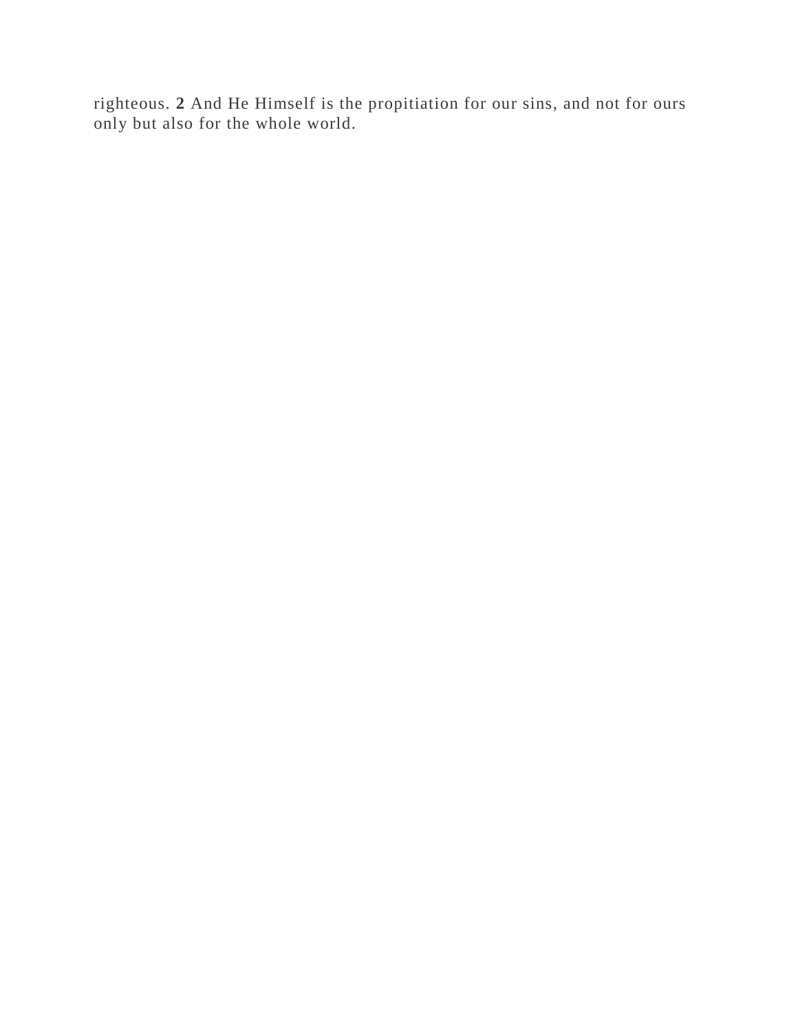righteous. **2** And He Himself is the propitiation for our sins, and not for ours only but also for the whole world.